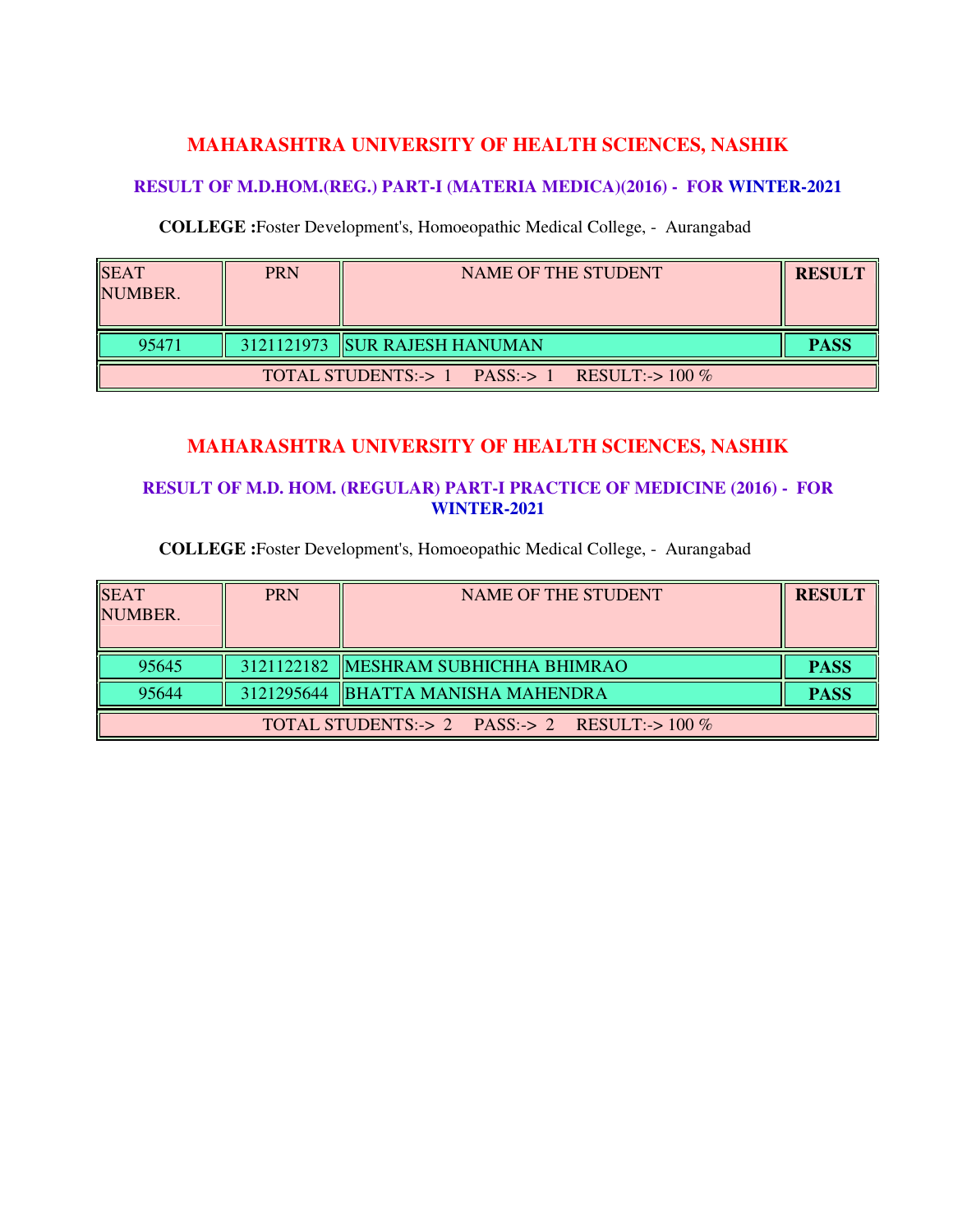## MAHARASHTRA UNIVERSITY OF HEALTH SCIENCES, NASHIK

### RESULT OF M.D.HOM.(REG.) PART-I (MATERIA MEDICA)(2016) - FOR WINTER-2021

**COLLEGE :**Foster Development's, Homoeopathic Medical College, - Aurangabad

| SEAT NUMBER. | PRN | NAME OF THE STUDENT | RESULT |
|---|---|---|---|
| 95471 | 3121121973 | SUR RAJESH HANUMAN | **PASS** |
| TOTAL STUDENTS:-> 1 PASS:-> 1 RESULT:-> 100 % | | | |

## MAHARASHTRA UNIVERSITY OF HEALTH SCIENCES, NASHIK

### RESULT OF M.D. HOM. (REGULAR) PART-I PRACTICE OF MEDICINE (2016) - FOR WINTER-2021

**COLLEGE :**Foster Development's, Homoeopathic Medical College, - Aurangabad

| SEAT NUMBER. | PRN | NAME OF THE STUDENT | RESULT |
|---|---|---|---|
| 95645 | 3121122182 | MESHRAM SUBHICHHA BHIMRAO | **PASS** |
| 95644 | 3121295644 | BHATTA MANISHA MAHENDRA | **PASS** |
| TOTAL STUDENTS:-> 2 PASS:-> 2 RESULT:-> 100 % | | | |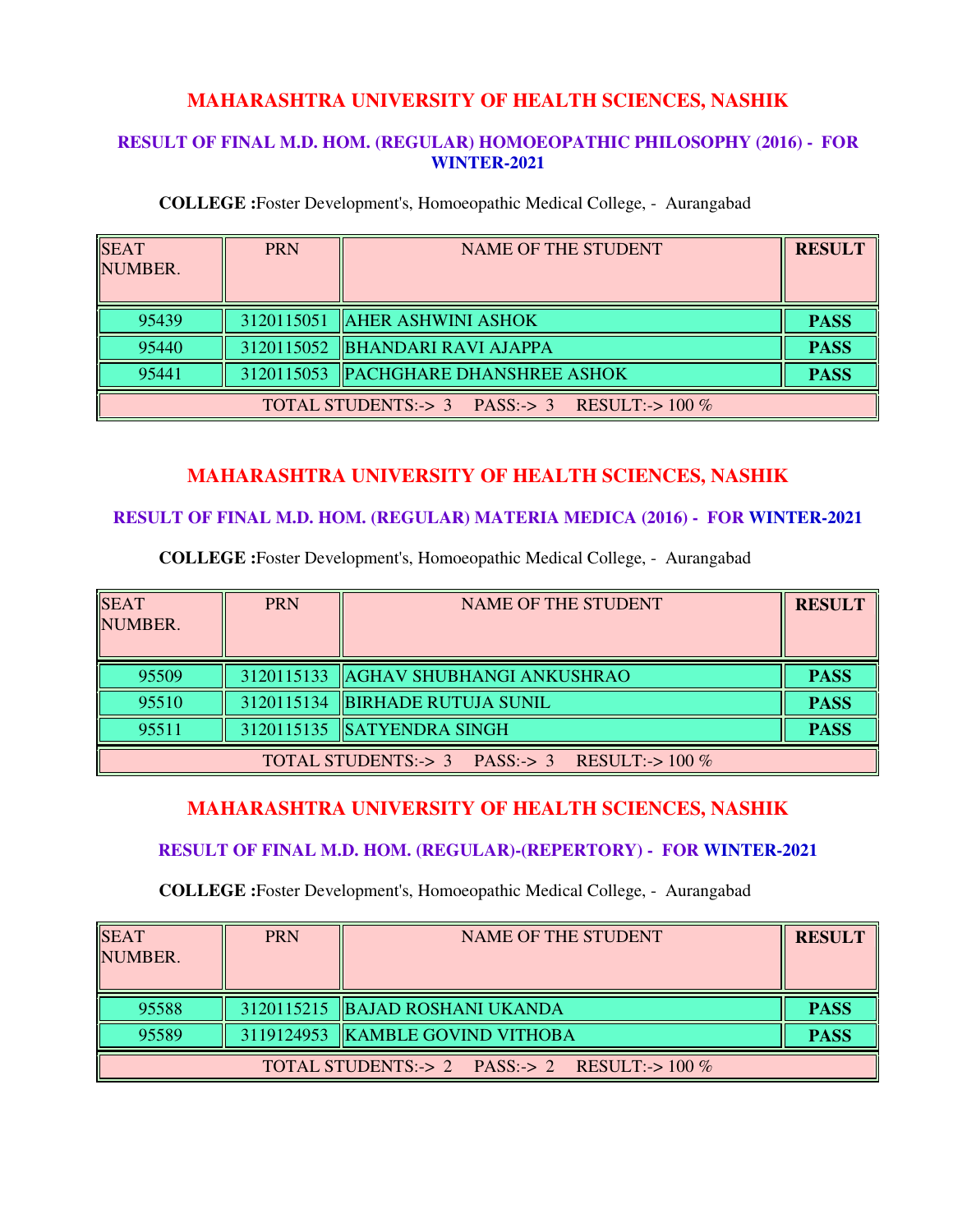## MAHARASHTRA UNIVERSITY OF HEALTH SCIENCES, NASHIK

### RESULT OF FINAL M.D. HOM. (REGULAR) HOMOEOPATHIC PHILOSOPHY (2016) - FOR WINTER-2021

**COLLEGE :**Foster Development's, Homoeopathic Medical College, - Aurangabad

| SEAT NUMBER. | PRN | NAME OF THE STUDENT | RESULT |
|---|---|---|---|
| 95439 | 3120115051 | AHER ASHWINI ASHOK | **PASS** |
| 95440 | 3120115052 | BHANDARI RAVI AJAPPA | **PASS** |
| 95441 | 3120115053 | PACHGHARE DHANSHREE ASHOK | **PASS** |
| TOTAL STUDENTS:-> 3 PASS:-> 3 RESULT:-> 100 % | | | |

## MAHARASHTRA UNIVERSITY OF HEALTH SCIENCES, NASHIK

### RESULT OF FINAL M.D. HOM. (REGULAR) MATERIA MEDICA (2016) - FOR WINTER-2021

**COLLEGE :**Foster Development's, Homoeopathic Medical College, - Aurangabad

| SEAT NUMBER. | PRN | NAME OF THE STUDENT | RESULT |
|---|---|---|---|
| 95509 | 3120115133 | AGHAV SHUBHANGI ANKUSHRAO | **PASS** |
| 95510 | 3120115134 | BIRHADE RUTUJA SUNIL | **PASS** |
| 95511 | 3120115135 | SATYENDRA SINGH | **PASS** |
| TOTAL STUDENTS:-> 3 PASS:-> 3 RESULT:-> 100 % | | | |

## MAHARASHTRA UNIVERSITY OF HEALTH SCIENCES, NASHIK

### RESULT OF FINAL M.D. HOM. (REGULAR)-(REPERTORY) - FOR WINTER-2021

**COLLEGE :**Foster Development's, Homoeopathic Medical College, - Aurangabad

| SEAT NUMBER. | PRN | NAME OF THE STUDENT | RESULT |
|---|---|---|---|
| 95588 | 3120115215 | BAJAD ROSHANI UKANDA | **PASS** |
| 95589 | 3119124953 | KAMBLE GOVIND VITHOBA | **PASS** |
| TOTAL STUDENTS:-> 2 PASS:-> 2 RESULT:-> 100 % | | | |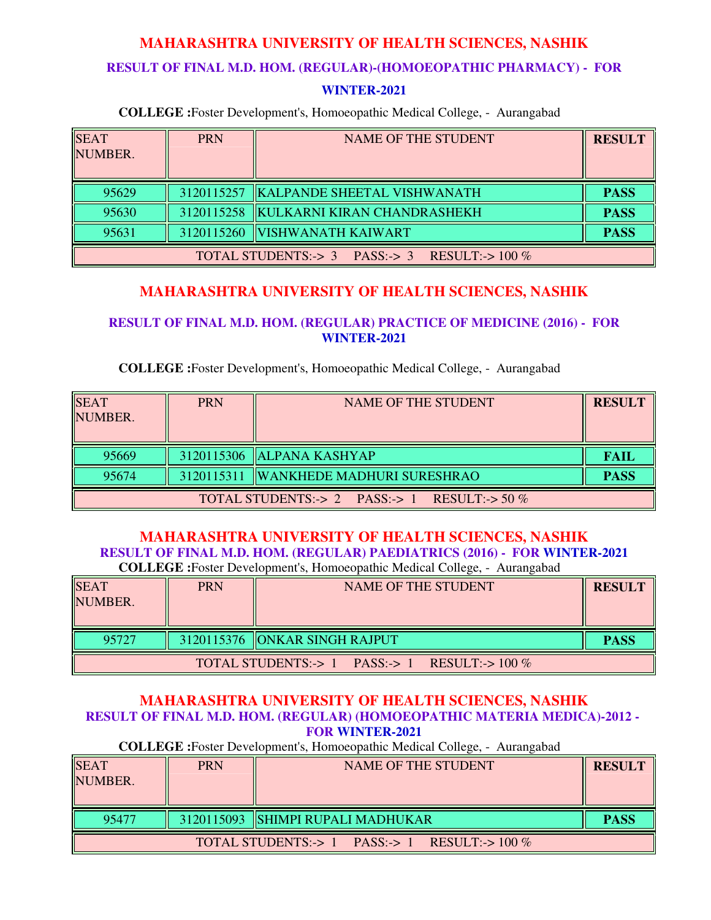## MAHARASHTRA UNIVERSITY OF HEALTH SCIENCES, NASHIK

### RESULT OF FINAL M.D. HOM. (REGULAR)-(HOMOEOPATHIC PHARMACY) - FOR WINTER-2021

**COLLEGE :**Foster Development's, Homoeopathic Medical College, - Aurangabad

| SEAT NUMBER. | PRN | NAME OF THE STUDENT | RESULT |
|---|---|---|---|
| 95629 | 3120115257 | KALPANDE SHEETAL VISHWANATH | **PASS** |
| 95630 | 3120115258 | KULKARNI KIRAN CHANDRASHEKH | **PASS** |
| 95631 | 3120115260 | VISHWANATH KAIWART | **PASS** |
| TOTAL STUDENTS:-> 3 PASS:-> 3 RESULT:-> 100 % | | | |

## MAHARASHTRA UNIVERSITY OF HEALTH SCIENCES, NASHIK

### RESULT OF FINAL M.D. HOM. (REGULAR) PRACTICE OF MEDICINE (2016) - FOR WINTER-2021

**COLLEGE :**Foster Development's, Homoeopathic Medical College, - Aurangabad

| SEAT NUMBER. | PRN | NAME OF THE STUDENT | RESULT |
|---|---|---|---|
| 95669 | 3120115306 | ALPANA KASHYAP | **FAIL** |
| 95674 | 3120115311 | WANKHEDE MADHURI SURESHRAO | **PASS** |
| TOTAL STUDENTS:-> 2 PASS:-> 1 RESULT:-> 50 % | | | |

## MAHARASHTRA UNIVERSITY OF HEALTH SCIENCES, NASHIK

### RESULT OF FINAL M.D. HOM. (REGULAR) PAEDIATRICS (2016) - FOR WINTER-2021

**COLLEGE :**Foster Development's, Homoeopathic Medical College, - Aurangabad

| SEAT NUMBER. | PRN | NAME OF THE STUDENT | RESULT |
|---|---|---|---|
| 95727 | 3120115376 | ONKAR SINGH RAJPUT | **PASS** |
| TOTAL STUDENTS:-> 1 PASS:-> 1 RESULT:-> 100 % | | | |

## MAHARASHTRA UNIVERSITY OF HEALTH SCIENCES, NASHIK

### RESULT OF FINAL M.D. HOM. (REGULAR) (HOMOEOPATHIC MATERIA MEDICA)-2012 - FOR WINTER-2021

**COLLEGE :**Foster Development's, Homoeopathic Medical College, - Aurangabad

| SEAT NUMBER. | PRN | NAME OF THE STUDENT | RESULT |
|---|---|---|---|
| 95477 | 3120115093 | SHIMPI RUPALI MADHUKAR | **PASS** |
| TOTAL STUDENTS:-> 1 PASS:-> 1 RESULT:-> 100 % | | | |